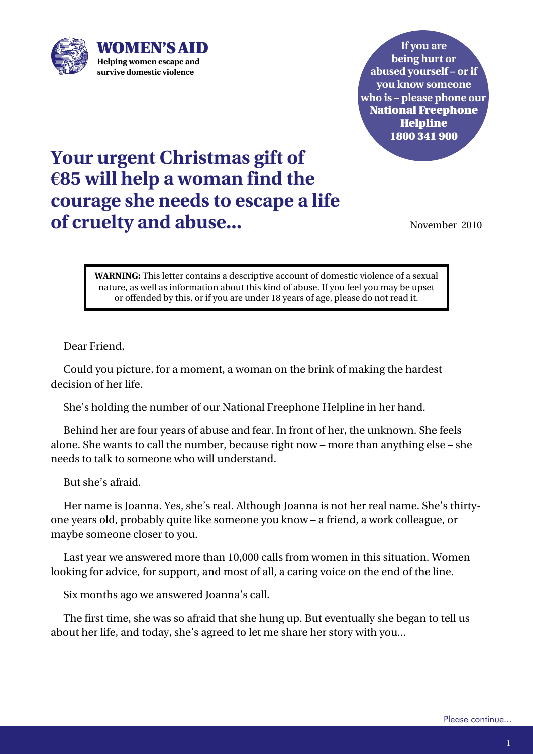**WOMEN'S AID**
**Helping women escape and survive domestic violence**

**If you are being hurt or abused yourself – or if you know someone who is – please phone our National Freephone Helpline 1800 341 900**

# Your urgent Christmas gift of €85 will help a woman find the courage she needs to escape a life of cruelty and abuse...

November 2010

> **WARNING:** This letter contains a descriptive account of domestic violence of a sexual nature, as well as information about this kind of abuse. If you feel you may be upset or offended by this, or if you are under 18 years of age, please do not read it.

Dear Friend,

Could you picture, for a moment, a woman on the brink of making the hardest decision of her life.

She's holding the number of our National Freephone Helpline in her hand.

Behind her are four years of abuse and fear. In front of her, the unknown. She feels alone. She wants to call the number, because right now – more than anything else – she needs to talk to someone who will understand.

But she's afraid.

Her name is Joanna. Yes, she's real. Although Joanna is not her real name. She's thirty-one years old, probably quite like someone you know – a friend, a work colleague, or maybe someone closer to you.

Last year we answered more than 10,000 calls from women in this situation. Women looking for advice, for support, and most of all, a caring voice on the end of the line.

Six months ago we answered Joanna's call.

The first time, she was so afraid that she hung up. But eventually she began to tell us about her life, and today, she's agreed to let me share her story with you...

Please continue...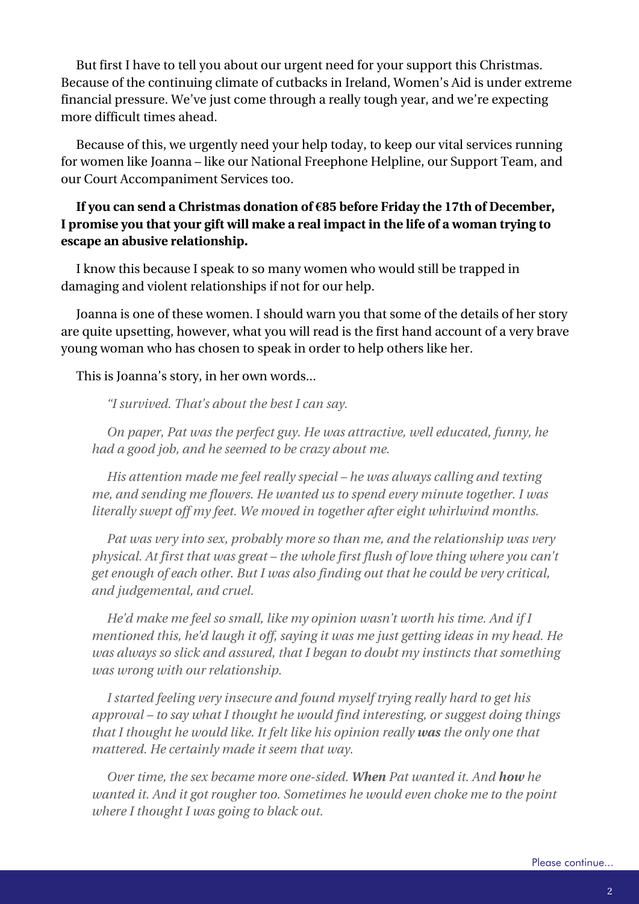But first I have to tell you about our urgent need for your support this Christmas. Because of the continuing climate of cutbacks in Ireland, Women's Aid is under extreme financial pressure. We've just come through a really tough year, and we're expecting more difficult times ahead.

Because of this, we urgently need your help today, to keep our vital services running for women like Joanna – like our National Freephone Helpline, our Support Team, and our Court Accompaniment Services too.

**If you can send a Christmas donation of €85 before Friday the 17th of December, I promise you that your gift will make a real impact in the life of a woman trying to escape an abusive relationship.**

I know this because I speak to so many women who would still be trapped in damaging and violent relationships if not for our help.

Joanna is one of these women. I should warn you that some of the details of her story are quite upsetting, however, what you will read is the first hand account of a very brave young woman who has chosen to speak in order to help others like her.

This is Joanna's story, in her own words...

*"I survived. That's about the best I can say.*

*On paper, Pat was the perfect guy. He was attractive, well educated, funny, he had a good job, and he seemed to be crazy about me.*

*His attention made me feel really special – he was always calling and texting me, and sending me flowers. He wanted us to spend every minute together. I was literally swept off my feet. We moved in together after eight whirlwind months.*

*Pat was very into sex, probably more so than me, and the relationship was very physical. At first that was great – the whole first flush of love thing where you can't get enough of each other. But I was also finding out that he could be very critical, and judgemental, and cruel.*

*He'd make me feel so small, like my opinion wasn't worth his time. And if I mentioned this, he'd laugh it off, saying it was me just getting ideas in my head. He was always so slick and assured, that I began to doubt my instincts that something was wrong with our relationship.*

*I started feeling very insecure and found myself trying really hard to get his approval – to say what I thought he would find interesting, or suggest doing things that I thought he would like. It felt like his opinion really* ***was*** *the only one that mattered. He certainly made it seem that way.*

*Over time, the sex became more one-sided.* ***When*** *Pat wanted it. And* ***how*** *he wanted it. And it got rougher too. Sometimes he would even choke me to the point where I thought I was going to black out.*

Please continue...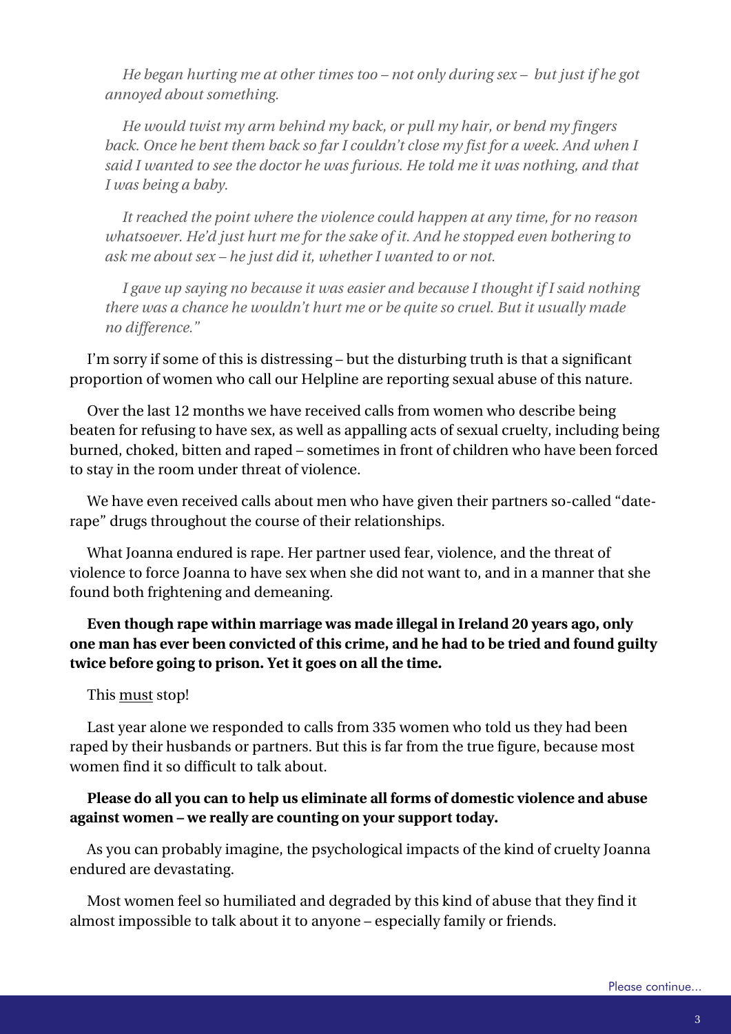*He began hurting me at other times too – not only during sex – but just if he got annoyed about something.*

*He would twist my arm behind my back, or pull my hair, or bend my fingers back. Once he bent them back so far I couldn't close my fist for a week. And when I said I wanted to see the doctor he was furious. He told me it was nothing, and that I was being a baby.*

*It reached the point where the violence could happen at any time, for no reason whatsoever. He'd just hurt me for the sake of it. And he stopped even bothering to ask me about sex – he just did it, whether I wanted to or not.*

*I gave up saying no because it was easier and because I thought if I said nothing there was a chance he wouldn't hurt me or be quite so cruel. But it usually made no difference."*

I'm sorry if some of this is distressing – but the disturbing truth is that a significant proportion of women who call our Helpline are reporting sexual abuse of this nature.

Over the last 12 months we have received calls from women who describe being beaten for refusing to have sex, as well as appalling acts of sexual cruelty, including being burned, choked, bitten and raped – sometimes in front of children who have been forced to stay in the room under threat of violence.

We have even received calls about men who have given their partners so-called "date-rape" drugs throughout the course of their relationships.

What Joanna endured is rape. Her partner used fear, violence, and the threat of violence to force Joanna to have sex when she did not want to, and in a manner that she found both frightening and demeaning.

**Even though rape within marriage was made illegal in Ireland 20 years ago, only one man has ever been convicted of this crime, and he had to be tried and found guilty twice before going to prison. Yet it goes on all the time.**

This <u>must</u> stop!

Last year alone we responded to calls from 335 women who told us they had been raped by their husbands or partners. But this is far from the true figure, because most women find it so difficult to talk about.

**Please do all you can to help us eliminate all forms of domestic violence and abuse against women – we really are counting on your support today.**

As you can probably imagine, the psychological impacts of the kind of cruelty Joanna endured are devastating.

Most women feel so humiliated and degraded by this kind of abuse that they find it almost impossible to talk about it to anyone – especially family or friends.

Please continue...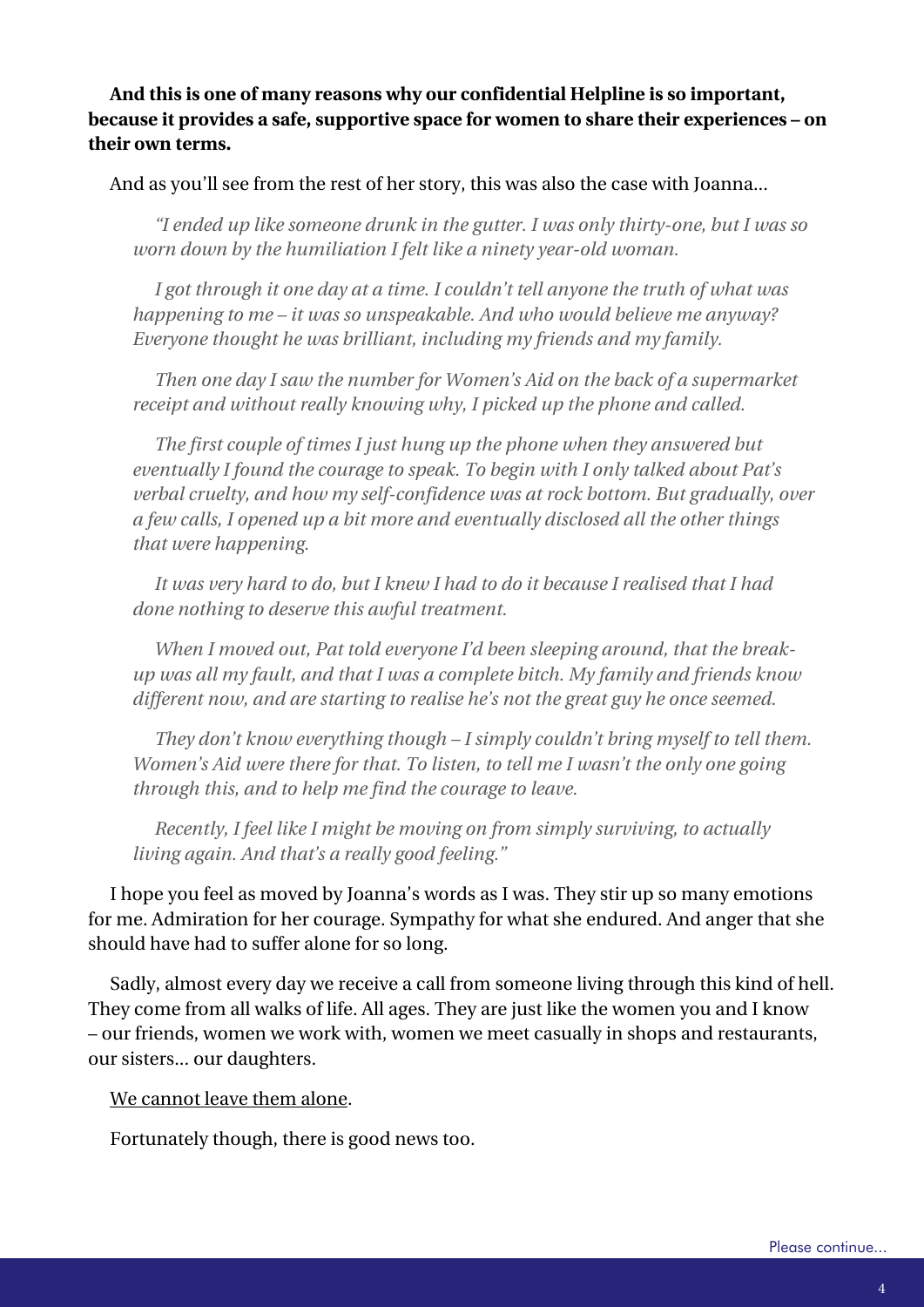**And this is one of many reasons why our confidential Helpline is so important, because it provides a safe, supportive space for women to share their experiences – on their own terms.**

And as you'll see from the rest of her story, this was also the case with Joanna…

*"I ended up like someone drunk in the gutter. I was only thirty-one, but I was so worn down by the humiliation I felt like a ninety year-old woman.*

*I got through it one day at a time. I couldn't tell anyone the truth of what was happening to me – it was so unspeakable. And who would believe me anyway? Everyone thought he was brilliant, including my friends and my family.*

*Then one day I saw the number for Women's Aid on the back of a supermarket receipt and without really knowing why, I picked up the phone and called.*

*The first couple of times I just hung up the phone when they answered but eventually I found the courage to speak. To begin with I only talked about Pat's verbal cruelty, and how my self-confidence was at rock bottom. But gradually, over a few calls, I opened up a bit more and eventually disclosed all the other things that were happening.*

*It was very hard to do, but I knew I had to do it because I realised that I had done nothing to deserve this awful treatment.*

*When I moved out, Pat told everyone I'd been sleeping around, that the break-up was all my fault, and that I was a complete bitch. My family and friends know different now, and are starting to realise he's not the great guy he once seemed.*

*They don't know everything though – I simply couldn't bring myself to tell them. Women's Aid were there for that. To listen, to tell me I wasn't the only one going through this, and to help me find the courage to leave.*

*Recently, I feel like I might be moving on from simply surviving, to actually living again. And that's a really good feeling."*

I hope you feel as moved by Joanna's words as I was. They stir up so many emotions for me. Admiration for her courage. Sympathy for what she endured. And anger that she should have had to suffer alone for so long.

Sadly, almost every day we receive a call from someone living through this kind of hell. They come from all walks of life. All ages. They are just like the women you and I know – our friends, women we work with, women we meet casually in shops and restaurants, our sisters… our daughters.

<u>We cannot leave them alone</u>.

Fortunately though, there is good news too.

Please continue…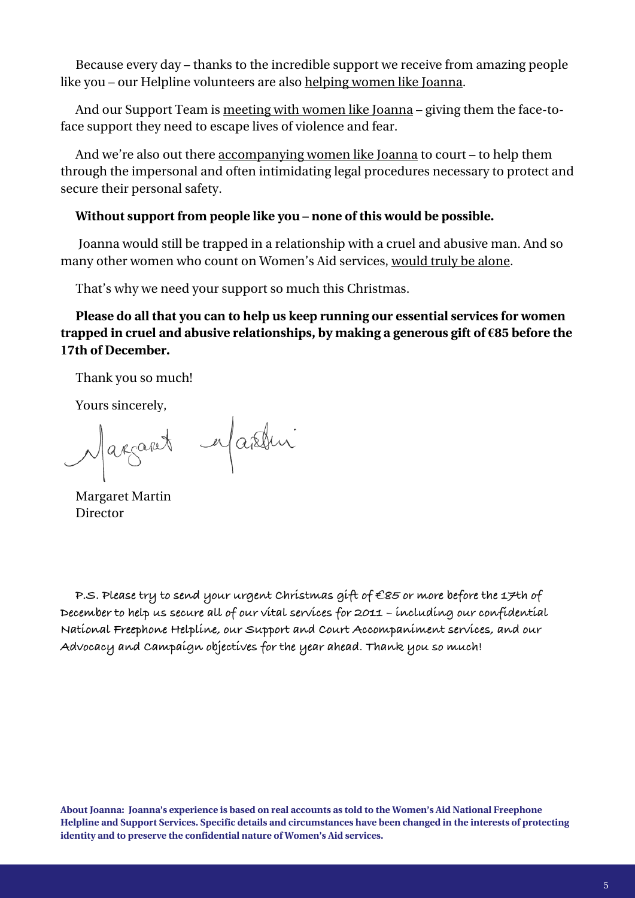Because every day – thanks to the incredible support we receive from amazing people like you – our Helpline volunteers are also <u>helping women like Joanna</u>.

And our Support Team is <u>meeting with women like Joanna</u> – giving them the face-to-face support they need to escape lives of violence and fear.

And we're also out there <u>accompanying women like Joanna</u> to court – to help them through the impersonal and often intimidating legal procedures necessary to protect and secure their personal safety.

**Without support from people like you – none of this would be possible.**

Joanna would still be trapped in a relationship with a cruel and abusive man. And so many other women who count on Women's Aid services, <u>would truly be alone</u>.

That's why we need your support so much this Christmas.

**Please do all that you can to help us keep running our essential services for women trapped in cruel and abusive relationships, by making a generous gift of €85 before the 17th of December.**

Thank you so much!

Yours sincerely,

Margaret Martin

Margaret Martin
Director

P.S. Please try to send your urgent Christmas gift of €85 or more before the 17th of December to help us secure all of our vital services for 2011 – including our confidential National Freephone Helpline, our Support and Court Accompaniment services, and our Advocacy and Campaign objectives for the year ahead. Thank you so much!

**About Joanna: Joanna's experience is based on real accounts as told to the Women's Aid National Freephone Helpline and Support Services. Specific details and circumstances have been changed in the interests of protecting identity and to preserve the confidential nature of Women's Aid services.**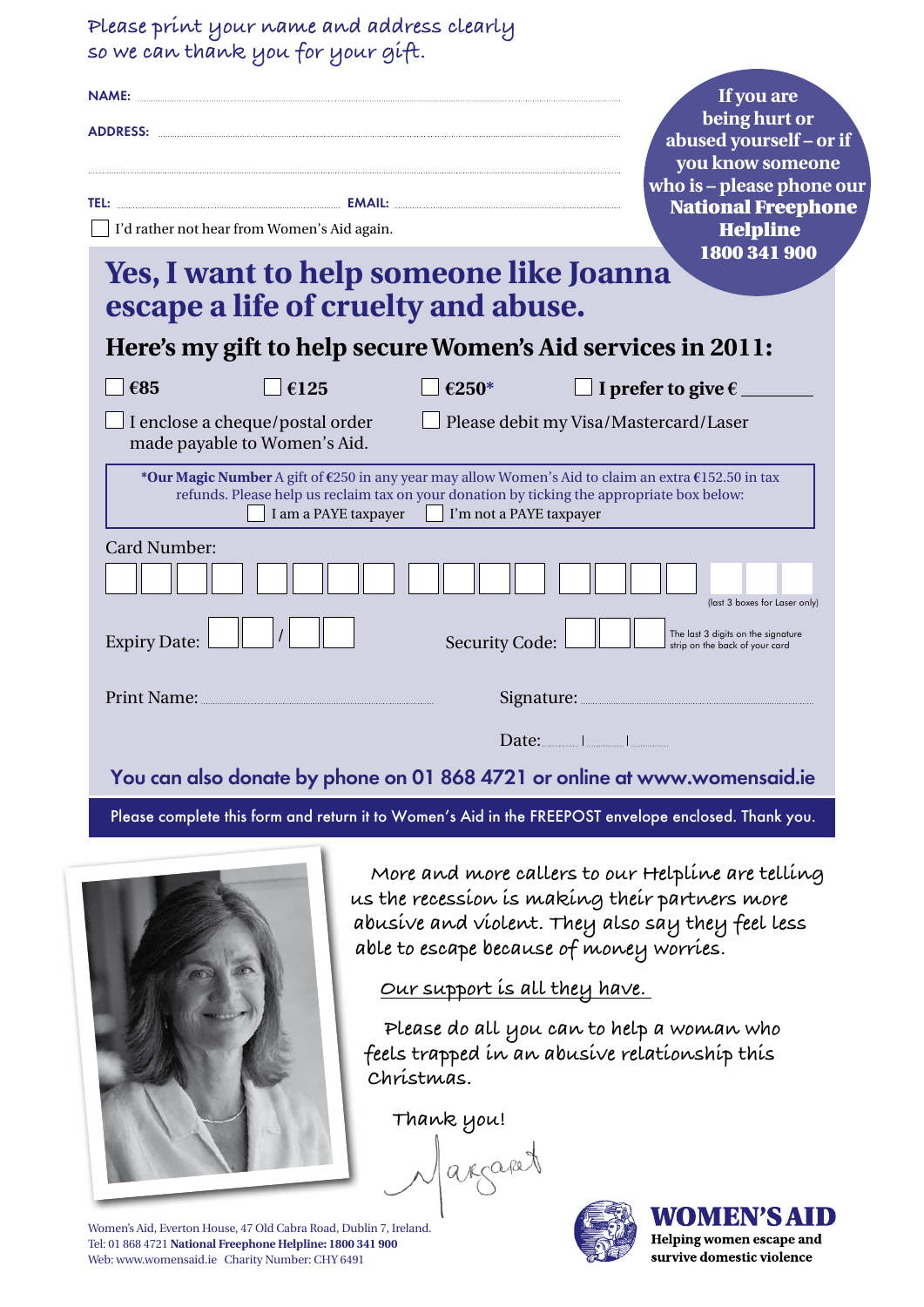Please print your name and address clearly so we can thank you for your gift.

NAME: ..............................................................................................................................

ADDRESS: ..............................................................................................................................

..............................................................................................................................

TEL: .................................................... EMAIL: ....................................................

☐ I'd rather not hear from Women's Aid again.

**If you are being hurt or abused yourself – or if you know someone who is – please phone our National Freephone Helpline 1800 341 900**

# Yes, I want to help someone like Joanna escape a life of cruelty and abuse.

## Here's my gift to help secure Women's Aid services in 2011:

☐ **€85** ☐ **€125** ☐ **€250*** ☐ **I prefer to give €** ________

☐ I enclose a cheque/postal order made payable to Women's Aid.

☐ Please debit my Visa/Mastercard/Laser

***Our Magic Number** A gift of €250 in any year may allow Women's Aid to claim an extra €152.50 in tax refunds. Please help us reclaim tax on your donation by ticking the appropriate box below:

☐ I am a PAYE taxpayer ☐ I'm not a PAYE taxpayer

Card Number: ☐☐☐☐ ☐☐☐☐ ☐☐☐☐ ☐☐☐☐ ☐☐☐ (last 3 boxes for Laser only)

Expiry Date: ☐☐ / ☐☐

Security Code: ☐☐☐ The last 3 digits on the signature strip on the back of your card

Print Name: ....................................................

Signature: ....................................................

Date: ....... / ....... / .......

**You can also donate by phone on 01 868 4721 or online at www.womensaid.ie**

Please complete this form and return it to Women's Aid in the FREEPOST envelope enclosed. Thank you.

More and more callers to our Helpline are telling us the recession is making their partners more abusive and violent. They also say they feel less able to escape because of money worries.

Our support is all they have.

Please do all you can to help a woman who feels trapped in an abusive relationship this Christmas.

Thank you!

Margaret

Women's Aid, Everton House, 47 Old Cabra Road, Dublin 7, Ireland.
Tel: 01 868 4721 **National Freephone Helpline: 1800 341 900**
Web: www.womensaid.ie Charity Number: CHY 6491

**WOMEN'S AID**
**Helping women escape and survive domestic violence**